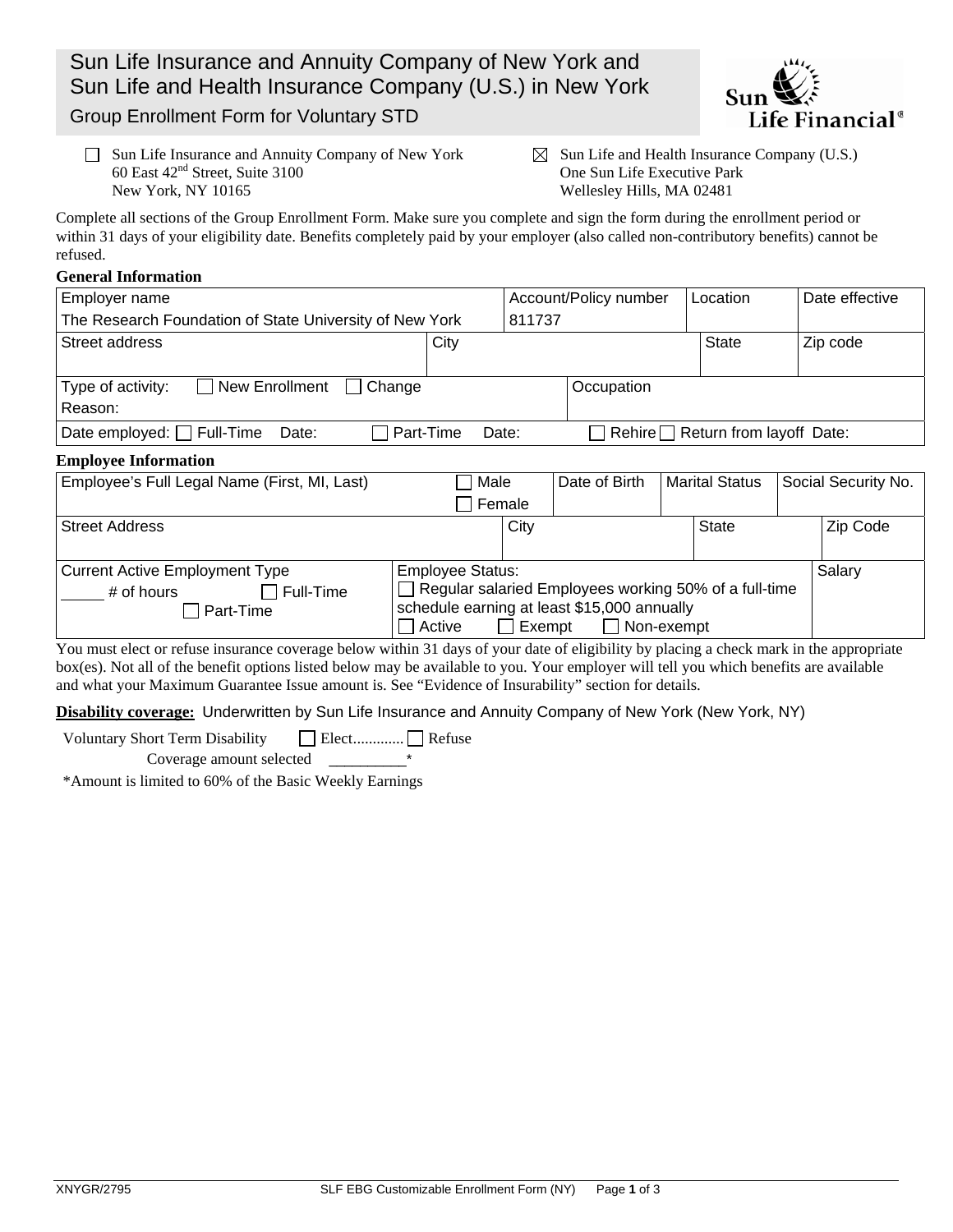# Sun Life Insurance and Annuity Company of New York and Sun Life and Health Insurance Company (U.S.) in New York

## Group Enrollment Form for Voluntary STD

- ☐ Sun Life Insurance and Annuity Company of New York
  60 East 42nd Street, Suite 3100
  New York, NY 10165
- ☒ Sun Life and Health Insurance Company (U.S.)
  One Sun Life Executive Park
  Wellesley Hills, MA 02481

Complete all sections of the Group Enrollment Form. Make sure you complete and sign the form during the enrollment period or within 31 days of your eligibility date. Benefits completely paid by your employer (also called non-contributory benefits) cannot be refused.

**General Information**

| Employer name | Account/Policy number | Location | Date effective |
|---|---|---|---|
| The Research Foundation of State University of New York | 811737 | | |

| Street address | City | State | Zip code |
|---|---|---|---|
| | | | |

| Type of activity: ☐ New Enrollment ☐ Change<br>Reason: | Occupation |
|---|---|

Date employed: ☐ Full-Time Date: ☐ Part-Time Date: ☐ Rehire ☐ Return from layoff Date:

**Employee Information**

| Employee's Full Legal Name (First, MI, Last) | ☐ Male ☐ Female | Date of Birth | Marital Status | Social Security No. |
|---|---|---|---|---|
| | | | | |

| Street Address | City | State | Zip Code |
|---|---|---|---|
| | | | |

| Current Active Employment Type | Employee Status: | Salary |
|---|---|---|
| _____ # of hours ☐ Full-Time ☐ Part-Time | ☐ Regular salaried Employees working 50% of a full-time schedule earning at least $15,000 annually<br>☐ Active ☐ Exempt ☐ Non-exempt | |

You must elect or refuse insurance coverage below within 31 days of your date of eligibility by placing a check mark in the appropriate box(es). Not all of the benefit options listed below may be available to you. Your employer will tell you which benefits are available and what your Maximum Guarantee Issue amount is. See "Evidence of Insurability" section for details.

**Disability coverage:** Underwritten by Sun Life Insurance and Annuity Company of New York (New York, NY)

Voluntary Short Term Disability ☐ Elect............ ☐ Refuse

Coverage amount selected __________*

*Amount is limited to 60% of the Basic Weekly Earnings

XNYGR/2795 SLF EBG Customizable Enrollment Form (NY)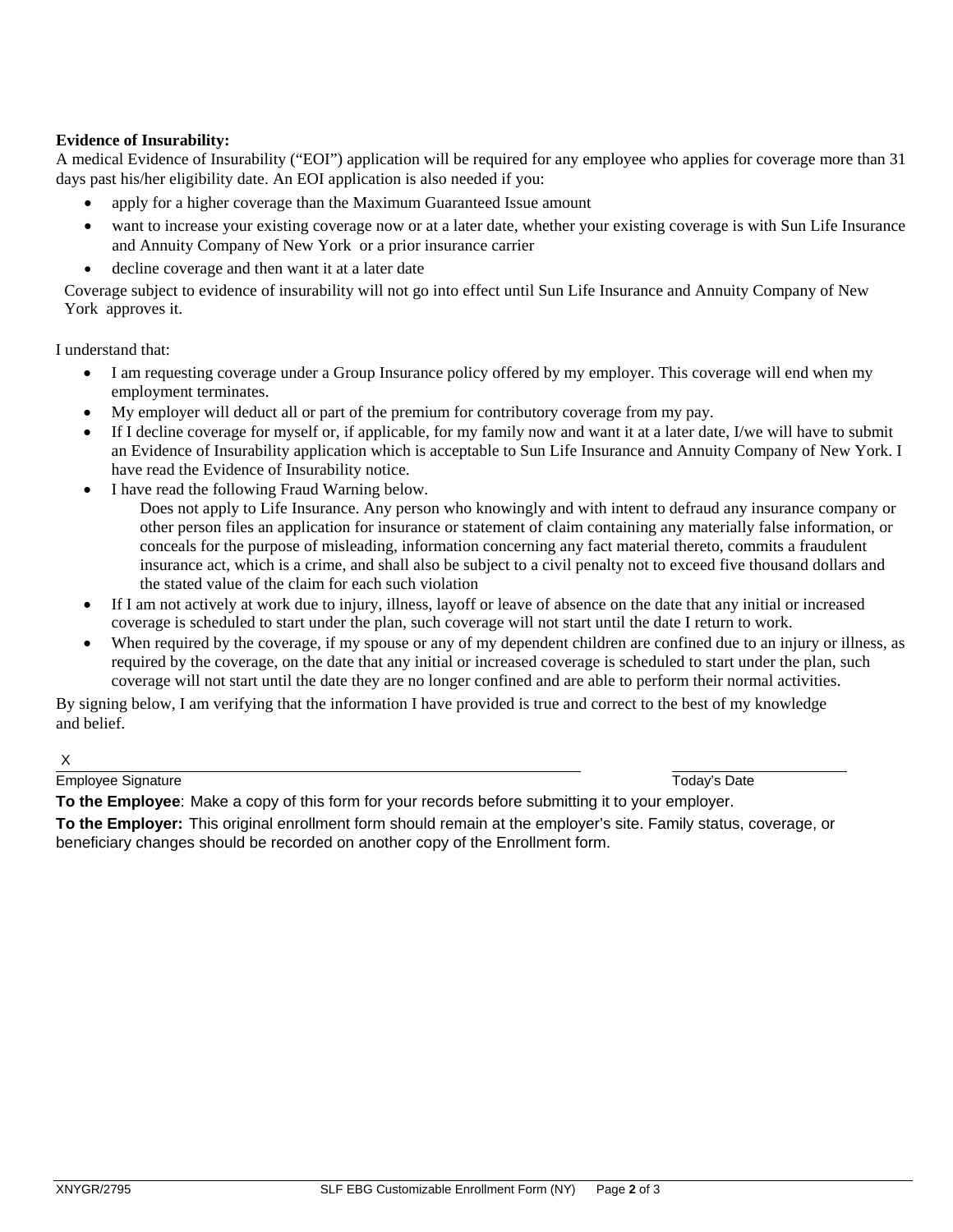**Evidence of Insurability:**

A medical Evidence of Insurability ("EOI") application will be required for any employee who applies for coverage more than 31 days past his/her eligibility date. An EOI application is also needed if you:

- apply for a higher coverage than the Maximum Guaranteed Issue amount
- want to increase your existing coverage now or at a later date, whether your existing coverage is with Sun Life Insurance and Annuity Company of New York or a prior insurance carrier
- decline coverage and then want it at a later date

Coverage subject to evidence of insurability will not go into effect until Sun Life Insurance and Annuity Company of New York approves it.

I understand that:

- I am requesting coverage under a Group Insurance policy offered by my employer. This coverage will end when my employment terminates.
- My employer will deduct all or part of the premium for contributory coverage from my pay.
- If I decline coverage for myself or, if applicable, for my family now and want it at a later date, I/we will have to submit an Evidence of Insurability application which is acceptable to Sun Life Insurance and Annuity Company of New York. I have read the Evidence of Insurability notice.
- I have read the following Fraud Warning below.

  Does not apply to Life Insurance. Any person who knowingly and with intent to defraud any insurance company or other person files an application for insurance or statement of claim containing any materially false information, or conceals for the purpose of misleading, information concerning any fact material thereto, commits a fraudulent insurance act, which is a crime, and shall also be subject to a civil penalty not to exceed five thousand dollars and the stated value of the claim for each such violation
- If I am not actively at work due to injury, illness, layoff or leave of absence on the date that any initial or increased coverage is scheduled to start under the plan, such coverage will not start until the date I return to work.
- When required by the coverage, if my spouse or any of my dependent children are confined due to an injury or illness, as required by the coverage, on the date that any initial or increased coverage is scheduled to start under the plan, such coverage will not start until the date they are no longer confined and are able to perform their normal activities.

By signing below, I am verifying that the information I have provided is true and correct to the best of my knowledge and belief.

X ____________________________________________ ____________________

Employee Signature Today's Date

**To the Employee**: Make a copy of this form for your records before submitting it to your employer.

**To the Employer:** This original enrollment form should remain at the employer's site. Family status, coverage, or beneficiary changes should be recorded on another copy of the Enrollment form.

XNYGR/2795 SLF EBG Customizable Enrollment Form (NY)